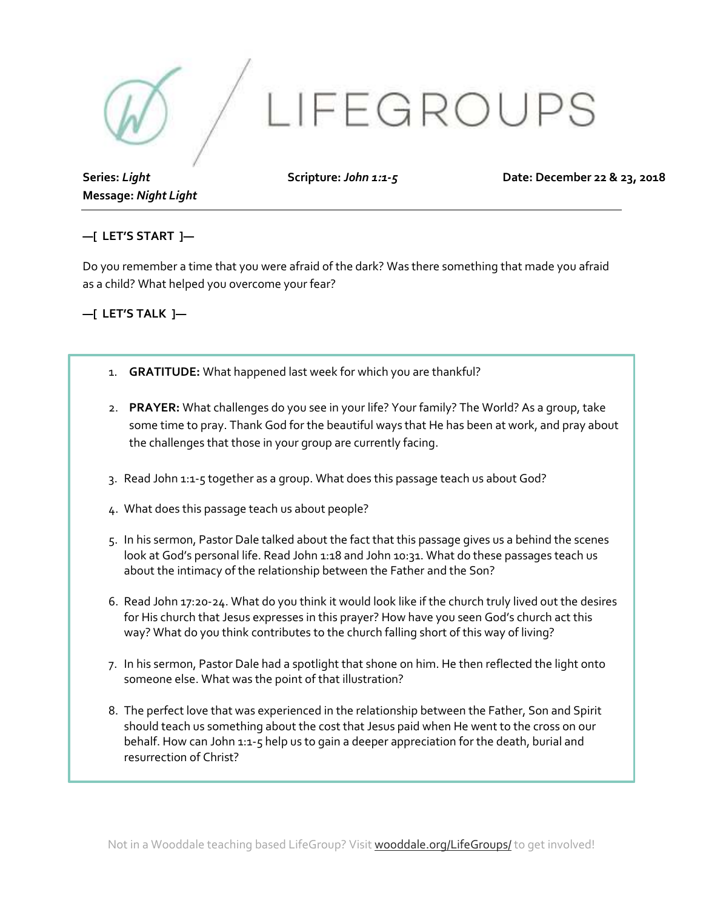# LIFEGROUPS

**Series:** ***Light***
**Message:** ***Night Light***

**Scripture:** ***John 1:1-5***

**Date: December 22 & 23, 2018**

---

**—[ LET'S START ]—**

Do you remember a time that you were afraid of the dark? Was there something that made you afraid as a child? What helped you overcome your fear?

**—[ LET'S TALK ]—**

1. **GRATITUDE:** What happened last week for which you are thankful?

2. **PRAYER:** What challenges do you see in your life? Your family? The World? As a group, take some time to pray. Thank God for the beautiful ways that He has been at work, and pray about the challenges that those in your group are currently facing.

3. Read John 1:1-5 together as a group. What does this passage teach us about God?

4. What does this passage teach us about people?

5. In his sermon, Pastor Dale talked about the fact that this passage gives us a behind the scenes look at God's personal life. Read John 1:18 and John 10:31. What do these passages teach us about the intimacy of the relationship between the Father and the Son?

6. Read John 17:20-24. What do you think it would look like if the church truly lived out the desires for His church that Jesus expresses in this prayer? How have you seen God's church act this way? What do you think contributes to the church falling short of this way of living?

7. In his sermon, Pastor Dale had a spotlight that shone on him. He then reflected the light onto someone else. What was the point of that illustration?

8. The perfect love that was experienced in the relationship between the Father, Son and Spirit should teach us something about the cost that Jesus paid when He went to the cross on our behalf. How can John 1:1-5 help us to gain a deeper appreciation for the death, burial and resurrection of Christ?

Not in a Wooddale teaching based LifeGroup? Visit wooddale.org/LifeGroups/ to get involved!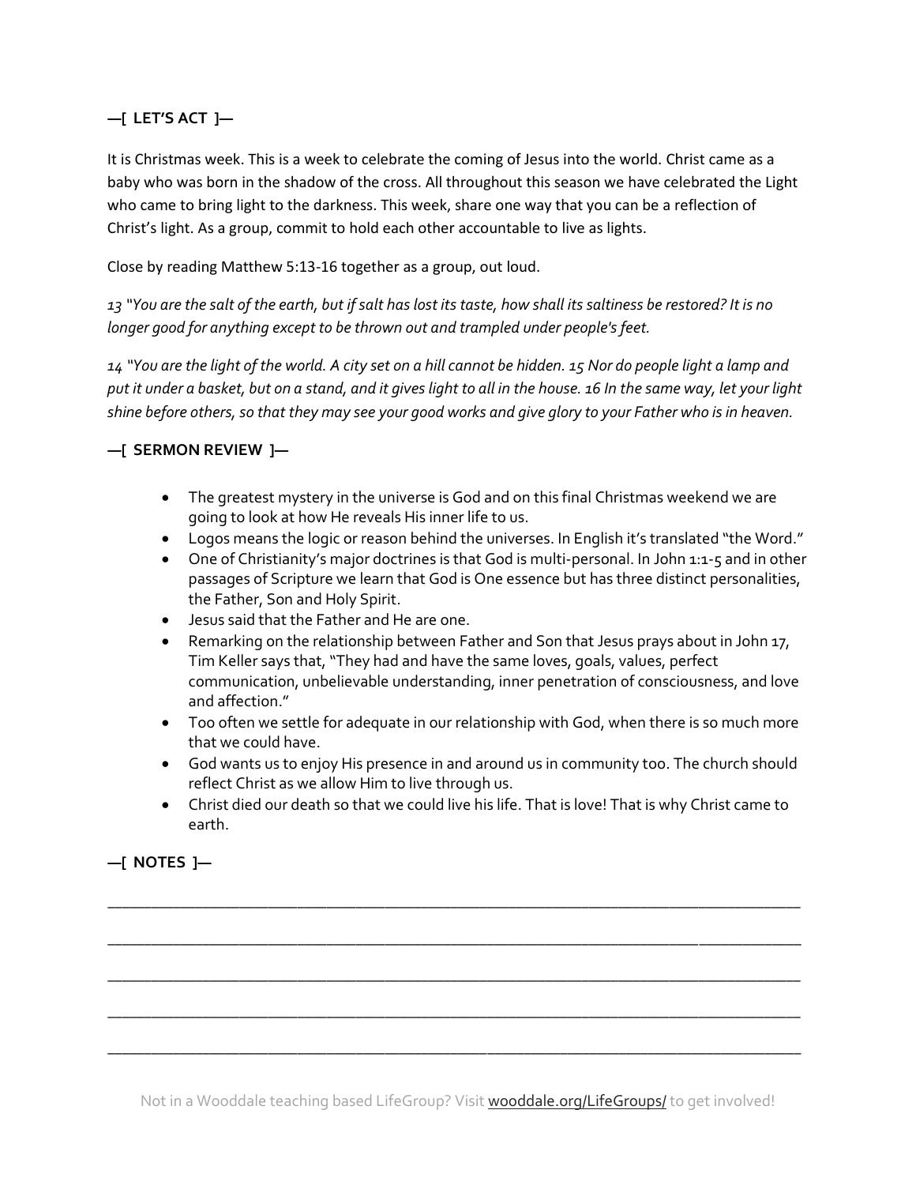## —[ LET'S ACT ]—

It is Christmas week. This is a week to celebrate the coming of Jesus into the world. Christ came as a baby who was born in the shadow of the cross. All throughout this season we have celebrated the Light who came to bring light to the darkness. This week, share one way that you can be a reflection of Christ's light. As a group, commit to hold each other accountable to live as lights.

Close by reading Matthew 5:13-16 together as a group, out loud.

*13 "You are the salt of the earth, but if salt has lost its taste, how shall its saltiness be restored? It is no longer good for anything except to be thrown out and trampled under people's feet.*

*14 "You are the light of the world. A city set on a hill cannot be hidden. 15 Nor do people light a lamp and put it under a basket, but on a stand, and it gives light to all in the house. 16 In the same way, let your light shine before others, so that they may see your good works and give glory to your Father who is in heaven.*

## —[ SERMON REVIEW ]—

- The greatest mystery in the universe is God and on this final Christmas weekend we are going to look at how He reveals His inner life to us.
- Logos means the logic or reason behind the universes. In English it's translated "the Word."
- One of Christianity's major doctrines is that God is multi-personal. In John 1:1-5 and in other passages of Scripture we learn that God is One essence but has three distinct personalities, the Father, Son and Holy Spirit.
- Jesus said that the Father and He are one.
- Remarking on the relationship between Father and Son that Jesus prays about in John 17, Tim Keller says that, "They had and have the same loves, goals, values, perfect communication, unbelievable understanding, inner penetration of consciousness, and love and affection."
- Too often we settle for adequate in our relationship with God, when there is so much more that we could have.
- God wants us to enjoy His presence in and around us in community too. The church should reflect Christ as we allow Him to live through us.
- Christ died our death so that we could live his life. That is love! That is why Christ came to earth.

## —[ NOTES ]—

_______________________________________________________________________________

_______________________________________________________________________________

_______________________________________________________________________________

_______________________________________________________________________________

_______________________________________________________________________________

Not in a Wooddale teaching based LifeGroup? Visit wooddale.org/LifeGroups/ to get involved!